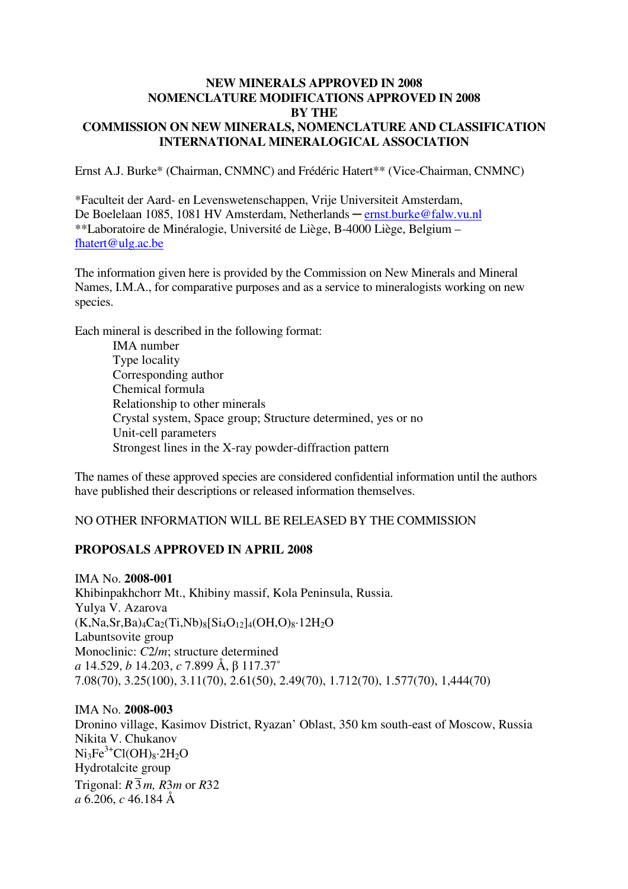# NEW MINERALS APPROVED IN 2008
# NOMENCLATURE MODIFICATIONS APPROVED IN 2008
# BY THE
# COMMISSION ON NEW MINERALS, NOMENCLATURE AND CLASSIFICATION
# INTERNATIONAL MINERALOGICAL ASSOCIATION

Ernst A.J. Burke* (Chairman, CNMNC) and Frédéric Hatert** (Vice-Chairman, CNMNC)

*Faculteit der Aard- en Levenswetenschappen, Vrije Universiteit Amsterdam,
De Boelelaan 1085, 1081 HV Amsterdam, Netherlands ─ ernst.burke@falw.vu.nl
**Laboratoire de Minéralogie, Université de Liège, B-4000 Liège, Belgium –
fhatert@ulg.ac.be

The information given here is provided by the Commission on New Minerals and Mineral Names, I.M.A., for comparative purposes and as a service to mineralogists working on new species.

Each mineral is described in the following format:

- IMA number
- Type locality
- Corresponding author
- Chemical formula
- Relationship to other minerals
- Crystal system, Space group; Structure determined, yes or no
- Unit-cell parameters
- Strongest lines in the X-ray powder-diffraction pattern

The names of these approved species are considered confidential information until the authors have published their descriptions or released information themselves.

NO OTHER INFORMATION WILL BE RELEASED BY THE COMMISSION

## PROPOSALS APPROVED IN APRIL 2008

IMA No. **2008-001**
Khibinpakhchorr Mt., Khibiny massif, Kola Peninsula, Russia.
Yulya V. Azarova
$(K,Na,Sr,Ba)_4Ca_2(Ti,Nb)_8[Si_4O_{12}]_4(OH,O)_8 \cdot 12H_2O$
Labuntsovite group
Monoclinic: *C*2/*m*; structure determined
*a* 14.529, *b* 14.203, *c* 7.899 Å, β 117.37˚
7.08(70), 3.25(100), 3.11(70), 2.61(50), 2.49(70), 1.712(70), 1.577(70), 1,444(70)

IMA No. **2008-003**
Dronino village, Kasimov District, Ryazan' Oblast, 350 km south-east of Moscow, Russia
Nikita V. Chukanov
$Ni_3Fe^{3+}Cl(OH)_8 \cdot 2H_2O$
Hydrotalcite group
Trigonal: $R\overline{3}m$, *R*3*m* or *R*32
*a* 6.206, *c* 46.184 Å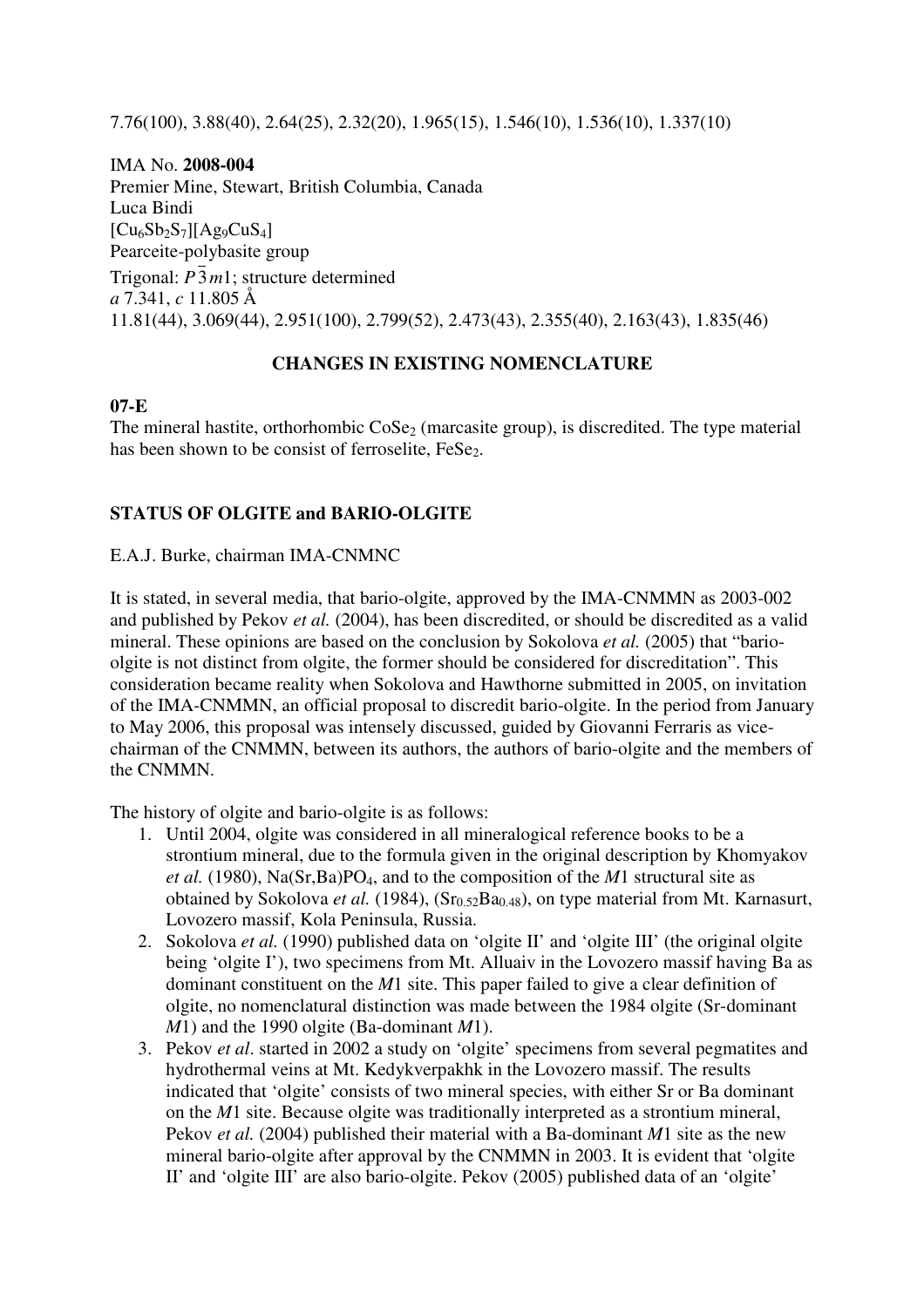7.76(100), 3.88(40), 2.64(25), 2.32(20), 1.965(15), 1.546(10), 1.536(10), 1.337(10)

IMA No. **2008-004**
Premier Mine, Stewart, British Columbia, Canada
Luca Bindi
$[Cu_6Sb_2S_7][Ag_9CuS_4]$
Pearceite-polybasite group
Trigonal: $P\bar{3}m1$; structure determined
*a* 7.341, *c* 11.805 Å
11.81(44), 3.069(44), 2.951(100), 2.799(52), 2.473(43), 2.355(40), 2.163(43), 1.835(46)

## CHANGES IN EXISTING NOMENCLATURE

**07-E**
The mineral hastite, orthorhombic $CoSe_2$ (marcasite group), is discredited. The type material has been shown to be consist of ferroselite, $FeSe_2$.

## STATUS OF OLGITE and BARIO-OLGITE

E.A.J. Burke, chairman IMA-CNMNC

It is stated, in several media, that bario-olgite, approved by the IMA-CNMMN as 2003-002 and published by Pekov *et al.* (2004), has been discredited, or should be discredited as a valid mineral. These opinions are based on the conclusion by Sokolova *et al.* (2005) that "bario-olgite is not distinct from olgite, the former should be considered for discreditation". This consideration became reality when Sokolova and Hawthorne submitted in 2005, on invitation of the IMA-CNMMN, an official proposal to discredit bario-olgite. In the period from January to May 2006, this proposal was intensely discussed, guided by Giovanni Ferraris as vice-chairman of the CNMMN, between its authors, the authors of bario-olgite and the members of the CNMMN.

The history of olgite and bario-olgite is as follows:

1. Until 2004, olgite was considered in all mineralogical reference books to be a strontium mineral, due to the formula given in the original description by Khomyakov *et al.* (1980), $Na(Sr,Ba)PO_4$, and to the composition of the *M*1 structural site as obtained by Sokolova *et al.* (1984), $(Sr_{0.52}Ba_{0.48})$, on type material from Mt. Karnasurt, Lovozero massif, Kola Peninsula, Russia.
2. Sokolova *et al.* (1990) published data on 'olgite II' and 'olgite III' (the original olgite being 'olgite I'), two specimens from Mt. Alluaiv in the Lovozero massif having Ba as dominant constituent on the *M*1 site. This paper failed to give a clear definition of olgite, no nomenclatural distinction was made between the 1984 olgite (Sr-dominant *M*1) and the 1990 olgite (Ba-dominant *M*1).
3. Pekov *et al*. started in 2002 a study on 'olgite' specimens from several pegmatites and hydrothermal veins at Mt. Kedykverpakhk in the Lovozero massif. The results indicated that 'olgite' consists of two mineral species, with either Sr or Ba dominant on the *M*1 site. Because olgite was traditionally interpreted as a strontium mineral, Pekov *et al.* (2004) published their material with a Ba-dominant *M*1 site as the new mineral bario-olgite after approval by the CNMMN in 2003. It is evident that 'olgite II' and 'olgite III' are also bario-olgite. Pekov (2005) published data of an 'olgite'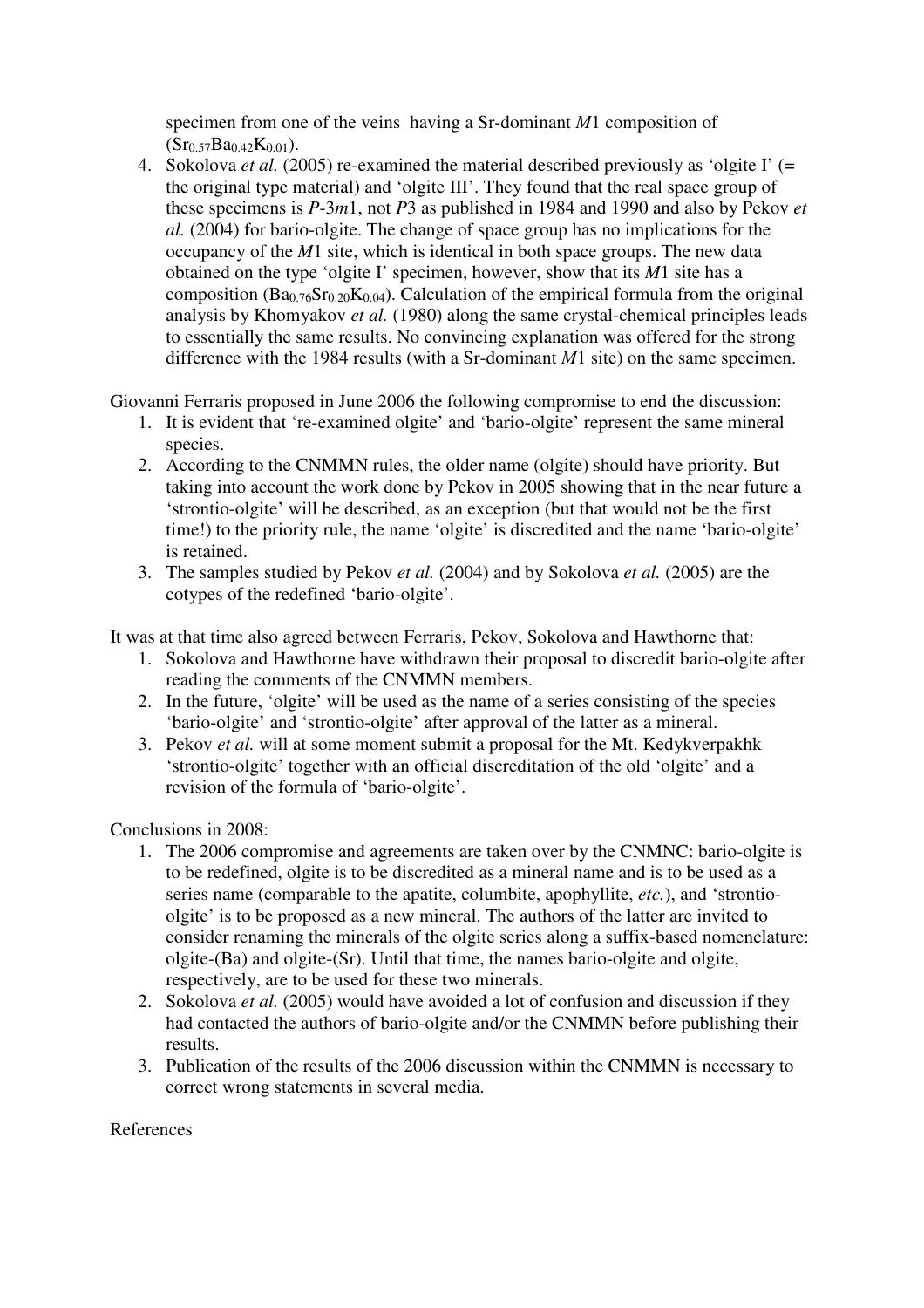specimen from one of the veins having a Sr-dominant *M*1 composition of ($Sr_{0.57}Ba_{0.42}K_{0.01}$).

4. Sokolova *et al.* (2005) re-examined the material described previously as 'olgite I' (= the original type material) and 'olgite III'. They found that the real space group of these specimens is *P*-3*m*1, not *P*3 as published in 1984 and 1990 and also by Pekov *et al.* (2004) for bario-olgite. The change of space group has no implications for the occupancy of the *M*1 site, which is identical in both space groups. The new data obtained on the type 'olgite I' specimen, however, show that its *M*1 site has a composition ($Ba_{0.76}Sr_{0.20}K_{0.04}$). Calculation of the empirical formula from the original analysis by Khomyakov *et al.* (1980) along the same crystal-chemical principles leads to essentially the same results. No convincing explanation was offered for the strong difference with the 1984 results (with a Sr-dominant *M*1 site) on the same specimen.

Giovanni Ferraris proposed in June 2006 the following compromise to end the discussion:

1. It is evident that 're-examined olgite' and 'bario-olgite' represent the same mineral species.
2. According to the CNMMN rules, the older name (olgite) should have priority. But taking into account the work done by Pekov in 2005 showing that in the near future a 'strontio-olgite' will be described, as an exception (but that would not be the first time!) to the priority rule, the name 'olgite' is discredited and the name 'bario-olgite' is retained.
3. The samples studied by Pekov *et al.* (2004) and by Sokolova *et al.* (2005) are the cotypes of the redefined 'bario-olgite'.

It was at that time also agreed between Ferraris, Pekov, Sokolova and Hawthorne that:

1. Sokolova and Hawthorne have withdrawn their proposal to discredit bario-olgite after reading the comments of the CNMMN members.
2. In the future, 'olgite' will be used as the name of a series consisting of the species 'bario-olgite' and 'strontio-olgite' after approval of the latter as a mineral.
3. Pekov *et al.* will at some moment submit a proposal for the Mt. Kedykverpakhk 'strontio-olgite' together with an official discreditation of the old 'olgite' and a revision of the formula of 'bario-olgite'.

Conclusions in 2008:

1. The 2006 compromise and agreements are taken over by the CNMNC: bario-olgite is to be redefined, olgite is to be discredited as a mineral name and is to be used as a series name (comparable to the apatite, columbite, apophyllite, *etc.*), and 'strontio-olgite' is to be proposed as a new mineral. The authors of the latter are invited to consider renaming the minerals of the olgite series along a suffix-based nomenclature: olgite-(Ba) and olgite-(Sr). Until that time, the names bario-olgite and olgite, respectively, are to be used for these two minerals.
2. Sokolova *et al.* (2005) would have avoided a lot of confusion and discussion if they had contacted the authors of bario-olgite and/or the CNMMN before publishing their results.
3. Publication of the results of the 2006 discussion within the CNMMN is necessary to correct wrong statements in several media.

References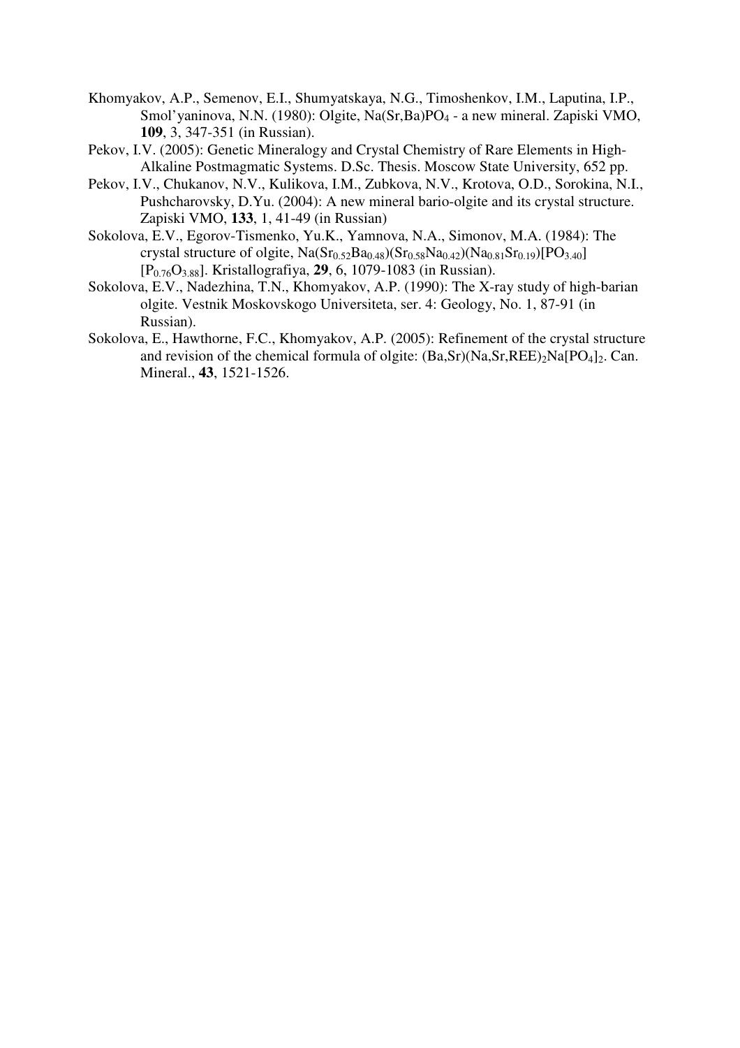Khomyakov, A.P., Semenov, E.I., Shumyatskaya, N.G., Timoshenkov, I.M., Laputina, I.P., Smol'yaninova, N.N. (1980): Olgite, $Na(Sr,Ba)PO_4$ - a new mineral. Zapiski VMO, **109**, 3, 347-351 (in Russian).

Pekov, I.V. (2005): Genetic Mineralogy and Crystal Chemistry of Rare Elements in High-Alkaline Postmagmatic Systems. D.Sc. Thesis. Moscow State University, 652 pp.

Pekov, I.V., Chukanov, N.V., Kulikova, I.M., Zubkova, N.V., Krotova, O.D., Sorokina, N.I., Pushcharovsky, D.Yu. (2004): A new mineral bario-olgite and its crystal structure. Zapiski VMO, **133**, 1, 41-49 (in Russian)

Sokolova, E.V., Egorov-Tismenko, Yu.K., Yamnova, N.A., Simonov, M.A. (1984): The crystal structure of olgite, $Na(Sr_{0.52}Ba_{0.48})(Sr_{0.58}Na_{0.42})(Na_{0.81}Sr_{0.19})[PO_{3.40}]$ $[P_{0.76}O_{3.88}]$. Kristallografiya, **29**, 6, 1079-1083 (in Russian).

Sokolova, E.V., Nadezhina, T.N., Khomyakov, A.P. (1990): The X-ray study of high-barian olgite. Vestnik Moskovskogo Universiteta, ser. 4: Geology, No. 1, 87-91 (in Russian).

Sokolova, E., Hawthorne, F.C., Khomyakov, A.P. (2005): Refinement of the crystal structure and revision of the chemical formula of olgite: $(Ba,Sr)(Na,Sr,REE)_2Na[PO_4]_2$. Can. Mineral., **43**, 1521-1526.